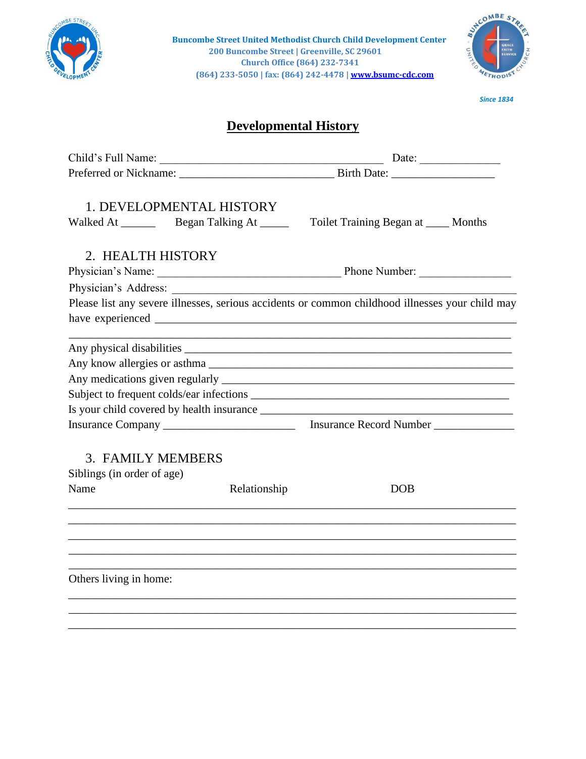Buncombe Street United Methodist Church Child Development Center
200 Buncombe Street | Greenville, SC 29601
Church Office (864) 232-7341
(864) 233-5050 | fax: (864) 242-4478 | www.bsumc-cdc.com

*Since 1834*

# Developmental History

Child's Full Name: ________________________________________ Date: ______________
Preferred or Nickname: ___________________________ Birth Date: __________________

## 1. DEVELOPMENTAL HISTORY

Walked At ______ Began Talking At _____ Toilet Training Began at ____ Months

## 2. HEALTH HISTORY

Physician's Name: ________________________________ Phone Number: ________________

Physician's Address: ______________________________________________________________

Please list any severe illnesses, serious accidents or common childhood illnesses your child may have experienced ________________________________________________________________

________________________________________________________________________________

Any physical disabilities _________________________________________________________

Any know allergies or asthma _____________________________________________________

Any medications given regularly ___________________________________________________

Subject to frequent colds/ear infections ____________________________________________

Is your child covered by health insurance ___________________________________________

Insurance Company _______________________ Insurance Record Number ______________

## 3. FAMILY MEMBERS

Siblings (in order of age)

| Name | Relationship | DOB |
|---|---|---|
| | | |
| | | |
| | | |
| | | |
| | | |

Others living in home:

________________________________________________________________________________

________________________________________________________________________________

________________________________________________________________________________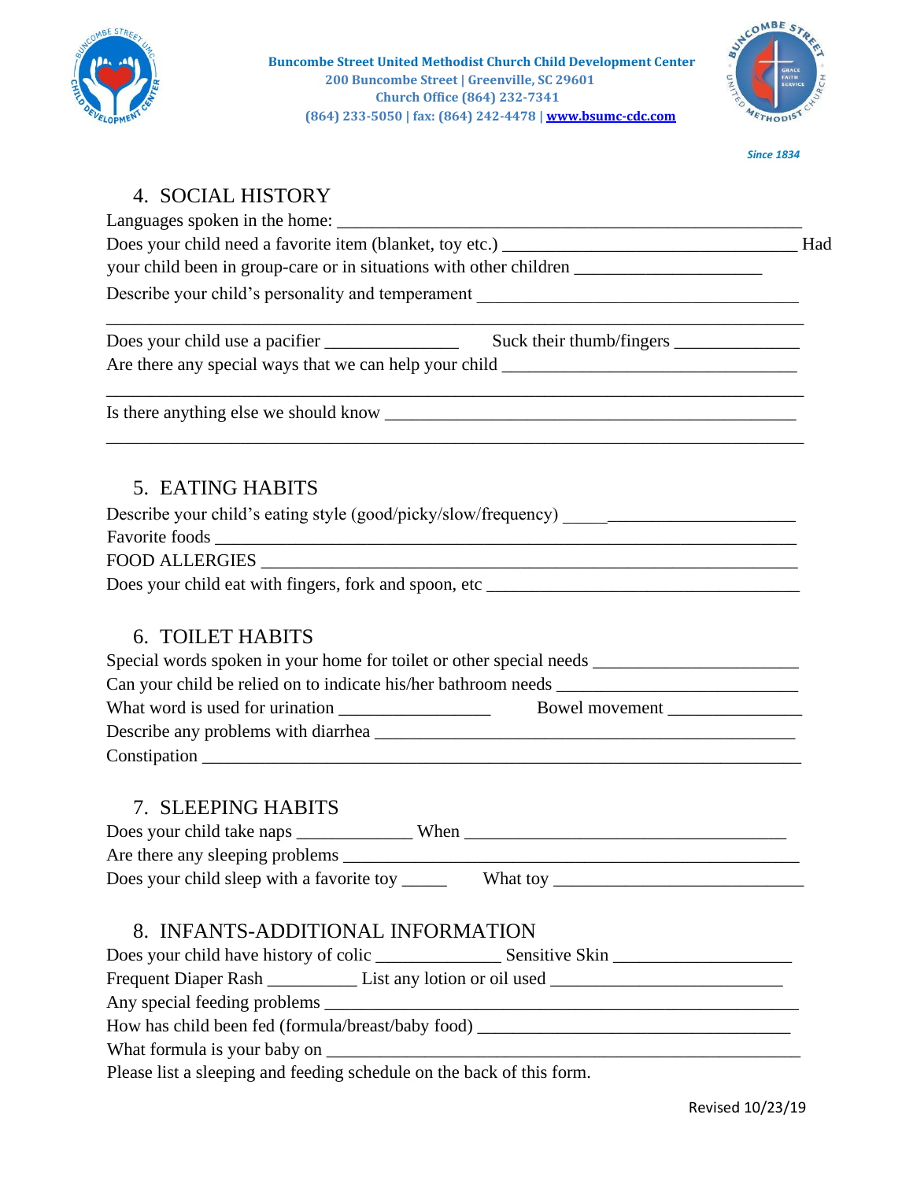**Buncombe Street United Methodist Church Child Development Center**
**200 Buncombe Street | Greenville, SC 29601**
**Church Office (864) 232-7341**
**(864) 233-5050 | fax: (864) 242-4478 | www.bsumc-cdc.com**

*Since 1834*

## 4. SOCIAL HISTORY

Languages spoken in the home: ______________________________________________________

Does your child need a favorite item (blanket, toy etc.) __________________________________ Had your child been in group-care or in situations with other children _____________________

Describe your child's personality and temperament _____________________________________

_____________________________________________________________________________

Does your child use a pacifier _______________ Suck their thumb/fingers ______________

Are there any special ways that we can help your child _________________________________

_____________________________________________________________________________

Is there anything else we should know _______________________________________________

_____________________________________________________________________________

## 5. EATING HABITS

Describe your child's eating style (good/picky/slow/frequency) __________________________

Favorite foods _________________________________________________________________

FOOD ALLERGIES _____________________________________________________________

Does your child eat with fingers, fork and spoon, etc ____________________________________

## 6. TOILET HABITS

Special words spoken in your home for toilet or other special needs _______________________

Can your child be relied on to indicate his/her bathroom needs ___________________________

What word is used for urination ________________ Bowel movement ______________

Describe any problems with diarrhea _______________________________________________

Constipation ___________________________________________________________________

## 7. SLEEPING HABITS

Does your child take naps _____________ When _____________________________________

Are there any sleeping problems _________________________________________________

Does your child sleep with a favorite toy _____ What toy ___________________________

## 8. INFANTS-ADDITIONAL INFORMATION

Does your child have history of colic ______________ Sensitive Skin ___________________

Frequent Diaper Rash __________ List any lotion or oil used _________________________

Any special feeding problems ____________________________________________________

How has child been fed (formula/breast/baby food) ___________________________________

What formula is your baby on ____________________________________________________

Please list a sleeping and feeding schedule on the back of this form.

Revised 10/23/19